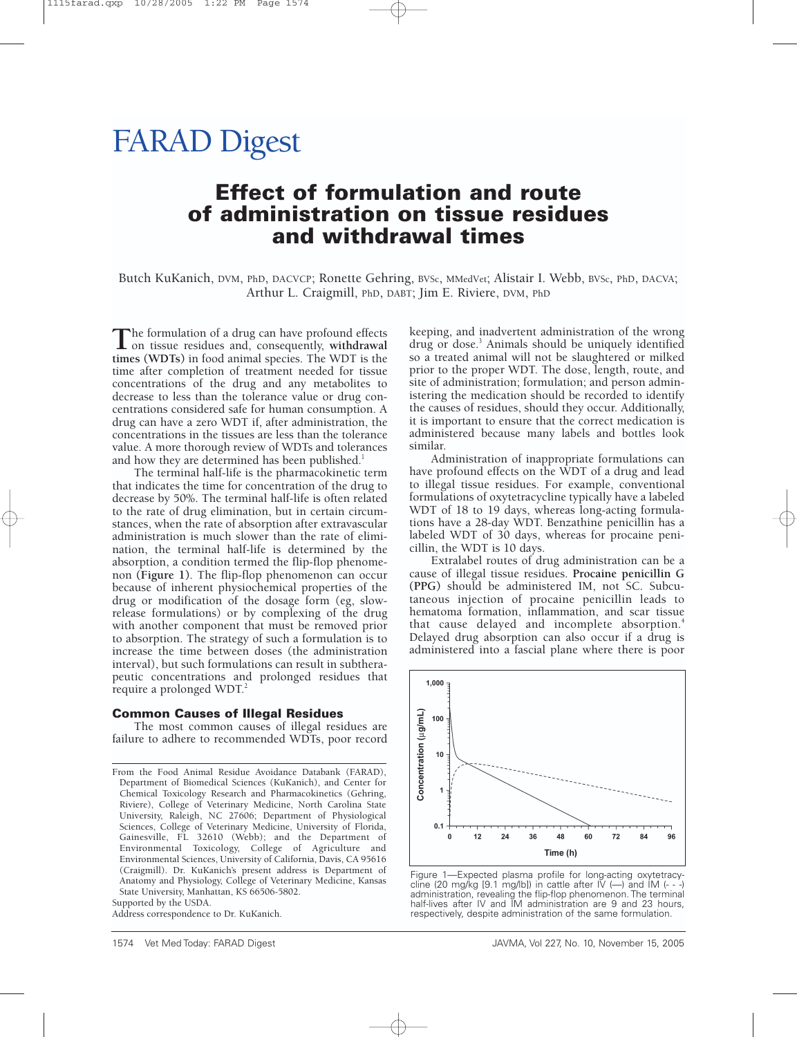# FARAD Digest

## Effect of formulation and route of administration on tissue residues and withdrawal times

Butch KuKanich, DVM, PhD, DACVCP; Ronette Gehring, BVSc, MMedVet; Alistair I. Webb, BVSc, PhD, DACVA; Arthur L. Craigmill, PhD, DABT; Jim E. Riviere, DVM, PhD

The formulation of a drug can have profound effects on tissue residues and, consequently, **withdrawal times (WDTs)** in food animal species. The WDT is the time after completion of treatment needed for tissue concentrations of the drug and any metabolites to decrease to less than the tolerance value or drug concentrations considered safe for human consumption. A drug can have a zero WDT if, after administration, the concentrations in the tissues are less than the tolerance value. A more thorough review of WDTs and tolerances and how they are determined has been published.[1]

The terminal half-life is the pharmacokinetic term that indicates the time for concentration of the drug to decrease by 50%. The terminal half-life is often related to the rate of drug elimination, but in certain circumstances, when the rate of absorption after extravascular administration is much slower than the rate of elimination, the terminal half-life is determined by the absorption, a condition termed the flip-flop phenomenon **(Figure 1)**. The flip-flop phenomenon can occur because of inherent physiochemical properties of the drug or modification of the dosage form (eg, slow-release formulations) or by complexing of the drug with another component that must be removed prior to absorption. The strategy of such a formulation is to increase the time between doses (the administration interval), but such formulations can result in subtherapeutic concentrations and prolonged residues that require a prolonged WDT.[2]

### Common Causes of Illegal Residues

The most common causes of illegal residues are failure to adhere to recommended WDTs, poor record keeping, and inadvertent administration of the wrong drug or dose.[3] Animals should be uniquely identified so a treated animal will not be slaughtered or milked prior to the proper WDT. The dose, length, route, and site of administration; formulation; and person administering the medication should be recorded to identify the causes of residues, should they occur. Additionally, it is important to ensure that the correct medication is administered because many labels and bottles look similar.

Administration of inappropriate formulations can have profound effects on the WDT of a drug and lead to illegal tissue residues. For example, conventional formulations of oxytetracycline typically have a labeled WDT of 18 to 19 days, whereas long-acting formulations have a 28-day WDT. Benzathine penicillin has a labeled WDT of 30 days, whereas for procaine penicillin, the WDT is 10 days.

Extralabel routes of drug administration can be a cause of illegal tissue residues. **Procaine penicillin G (PPG)** should be administered IM, not SC. Subcutaneous injection of procaine penicillin leads to hematoma formation, inflammation, and scar tissue that cause delayed and incomplete absorption.[4] Delayed drug absorption can also occur if a drug is administered into a fascial plane where there is poor

Figure 1—Expected plasma profile for long-acting oxytetracycline (20 mg/kg [9.1 mg/lb]) in cattle after IV (—) and IM (- - -) administration, revealing the flip-flop phenomenon. The terminal half-lives after IV and IM administration are 9 and 23 hours, respectively, despite administration of the same formulation.

From the Food Animal Residue Avoidance Databank (FARAD), Department of Biomedical Sciences (KuKanich), and Center for Chemical Toxicology Research and Pharmacokinetics (Gehring, Riviere), College of Veterinary Medicine, North Carolina State University, Raleigh, NC 27606; Department of Physiological Sciences, College of Veterinary Medicine, University of Florida, Gainesville, FL 32610 (Webb); and the Department of Environmental Toxicology, College of Agriculture and Environmental Sciences, University of California, Davis, CA 95616 (Craigmill). Dr. KuKanich's present address is Department of Anatomy and Physiology, College of Veterinary Medicine, Kansas State University, Manhattan, KS 66506-5802.

Supported by the USDA.

Address correspondence to Dr. KuKanich.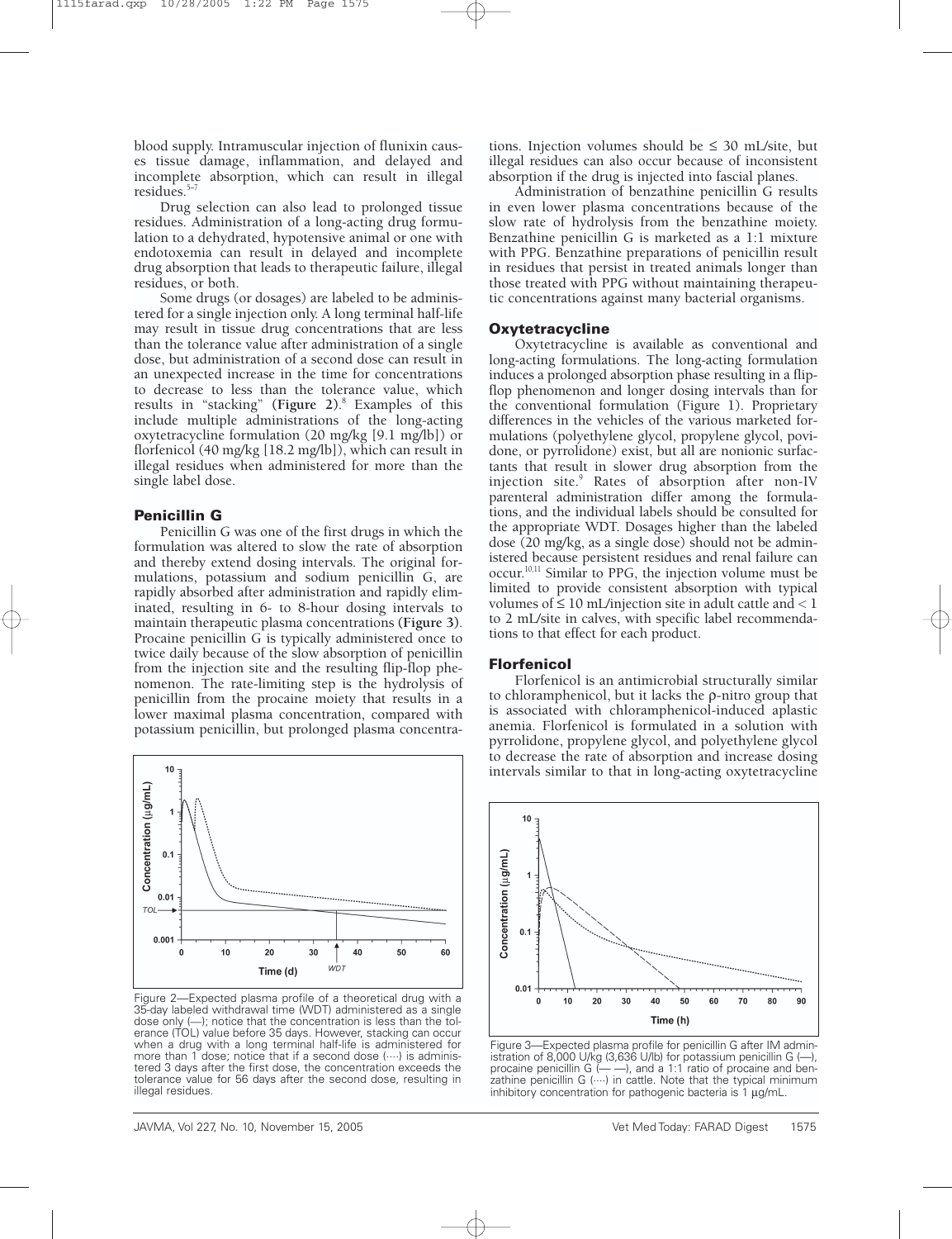blood supply. Intramuscular injection of flunixin causes tissue damage, inflammation, and delayed and incomplete absorption, which can result in illegal residues.[5–7]

Drug selection can also lead to prolonged tissue residues. Administration of a long-acting drug formulation to a dehydrated, hypotensive animal or one with endotoxemia can result in delayed and incomplete drug absorption that leads to therapeutic failure, illegal residues, or both.

Some drugs (or dosages) are labeled to be administered for a single injection only. A long terminal half-life may result in tissue drug concentrations that are less than the tolerance value after administration of a single dose, but administration of a second dose can result in an unexpected increase in the time for concentrations to decrease to less than the tolerance value, which results in "stacking" **(Figure 2)**.[8] Examples of this include multiple administrations of the long-acting oxytetracycline formulation (20 mg/kg [9.1 mg/lb]) or florfenicol (40 mg/kg [18.2 mg/lb]), which can result in illegal residues when administered for more than the single label dose.

### Penicillin G

Penicillin G was one of the first drugs in which the formulation was altered to slow the rate of absorption and thereby extend dosing intervals. The original formulations, potassium and sodium penicillin G, are rapidly absorbed after administration and rapidly eliminated, resulting in 6- to 8-hour dosing intervals to maintain therapeutic plasma concentrations **(Figure 3)**. Procaine penicillin G is typically administered once to twice daily because of the slow absorption of penicillin from the injection site and the resulting flip-flop phenomenon. The rate-limiting step is the hydrolysis of penicillin from the procaine moiety that results in a lower maximal plasma concentration, compared with potassium penicillin, but prolonged plasma concentrations. Injection volumes should be ≤ 30 mL/site, but illegal residues can also occur because of inconsistent absorption if the drug is injected into fascial planes.

Administration of benzathine penicillin G results in even lower plasma concentrations because of the slow rate of hydrolysis from the benzathine moiety. Benzathine penicillin G is marketed as a 1:1 mixture with PPG. Benzathine preparations of penicillin result in residues that persist in treated animals longer than those treated with PPG without maintaining therapeutic concentrations against many bacterial organisms.

Figure 2—Expected plasma profile of a theoretical drug with a 35-day labeled withdrawal time (WDT) administered as a single dose only (—); notice that the concentration is less than the tolerance (TOL) value before 35 days. However, stacking can occur when a drug with a long terminal half-life is administered for more than 1 dose; notice that if a second dose (····) is administered 3 days after the first dose, the concentration exceeds the tolerance value for 56 days after the second dose, resulting in illegal residues.

### Oxytetracycline

Oxytetracycline is available as conventional and long-acting formulations. The long-acting formulation induces a prolonged absorption phase resulting in a flip-flop phenomenon and longer dosing intervals than for the conventional formulation (Figure 1). Proprietary differences in the vehicles of the various marketed formulations (polyethylene glycol, propylene glycol, povidone, or pyrrolidone) exist, but all are nonionic surfactants that result in slower drug absorption from the injection site.[9] Rates of absorption after non-IV parenteral administration differ among the formulations, and the individual labels should be consulted for the appropriate WDT. Dosages higher than the labeled dose (20 mg/kg, as a single dose) should not be administered because persistent residues and renal failure can occur.[10,11] Similar to PPG, the injection volume must be limited to provide consistent absorption with typical volumes of ≤ 10 mL/injection site in adult cattle and < 1 to 2 mL/site in calves, with specific label recommendations to that effect for each product.

### Florfenicol

Florfenicol is an antimicrobial structurally similar to chloramphenicol, but it lacks the ρ-nitro group that is associated with chloramphenicol-induced aplastic anemia. Florfenicol is formulated in a solution with pyrrolidone, propylene glycol, and polyethylene glycol to decrease the rate of absorption and increase dosing intervals similar to that in long-acting oxytetracycline

Figure 3—Expected plasma profile for penicillin G after IM administration of 8,000 U/kg (3,636 U/lb) for potassium penicillin G (—), procaine penicillin G (— —), and a 1:1 ratio of procaine and benzathine penicillin G (····) in cattle. Note that the typical minimum inhibitory concentration for pathogenic bacteria is 1 µg/mL.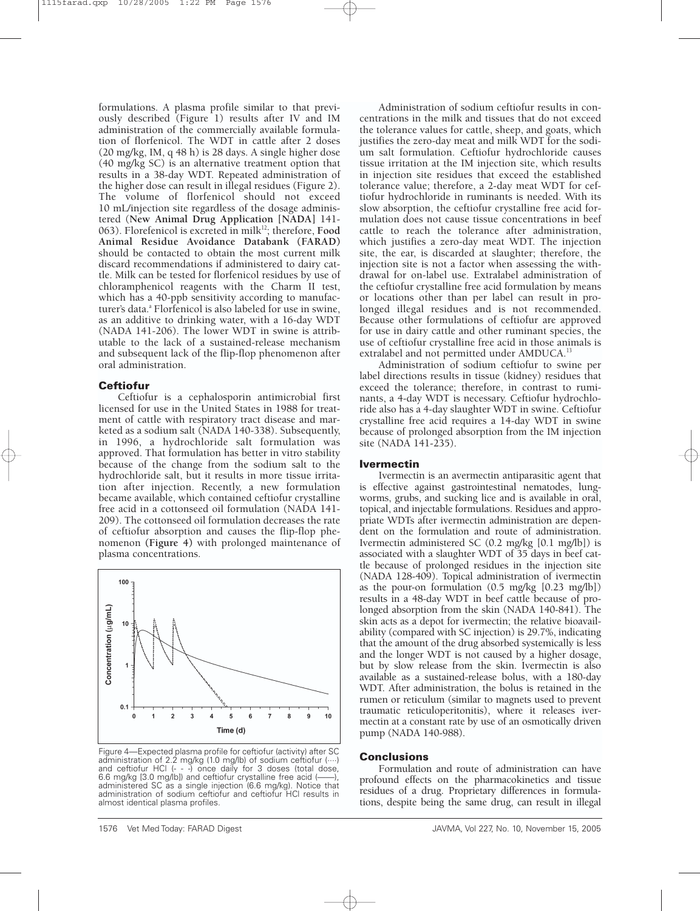formulations. A plasma profile similar to that previously described (Figure 1) results after IV and IM administration of the commercially available formulation of florfenicol. The WDT in cattle after 2 doses (20 mg/kg, IM, q 48 h) is 28 days. A single higher dose (40 mg/kg SC) is an alternative treatment option that results in a 38-day WDT. Repeated administration of the higher dose can result in illegal residues (Figure 2). The volume of florfenicol should not exceed 10 mL/injection site regardless of the dosage administered (**New Animal Drug Application [NADA]** 141-063). Florefenicol is excreted in milk[12]; therefore, **Food Animal Residue Avoidance Databank (FARAD)** should be contacted to obtain the most current milk discard recommendations if administered to dairy cattle. Milk can be tested for florfenicol residues by use of chloramphenicol reagents with the Charm II test, which has a 40-ppb sensitivity according to manufacturer's data.[a] Florfenicol is also labeled for use in swine, as an additive to drinking water, with a 16-day WDT (NADA 141-206). The lower WDT in swine is attributable to the lack of a sustained-release mechanism and subsequent lack of the flip-flop phenomenon after oral administration.

## Ceftiofur

Ceftiofur is a cephalosporin antimicrobial first licensed for use in the United States in 1988 for treatment of cattle with respiratory tract disease and marketed as a sodium salt (NADA 140-338). Subsequently, in 1996, a hydrochloride salt formulation was approved. That formulation has better in vitro stability because of the change from the sodium salt to the hydrochloride salt, but it results in more tissue irritation after injection. Recently, a new formulation became available, which contained ceftiofur crystalline free acid in a cottonseed oil formulation (NADA 141-209). The cottonseed oil formulation decreases the rate of ceftiofur absorption and causes the flip-flop phenomenon (**Figure 4**) with prolonged maintenance of plasma concentrations.

Figure 4—Expected plasma profile for ceftiofur (activity) after SC administration of 2.2 mg/kg (1.0 mg/lb) of sodium ceftiofur (····) and ceftiofur HCl (- - -) once daily for 3 doses (total dose, 6.6 mg/kg [3.0 mg/lb]) and ceftiofur crystalline free acid (——), administered SC as a single injection (6.6 mg/kg). Notice that administration of sodium ceftiofur and ceftiofur HCl results in almost identical plasma profiles.

Administration of sodium ceftiofur results in concentrations in the milk and tissues that do not exceed the tolerance values for cattle, sheep, and goats, which justifies the zero-day meat and milk WDT for the sodium salt formulation. Ceftiofur hydrochloride causes tissue irritation at the IM injection site, which results in injection site residues that exceed the established tolerance value; therefore, a 2-day meat WDT for ceftiofur hydrochloride in ruminants is needed. With its slow absorption, the ceftiofur crystalline free acid formulation does not cause tissue concentrations in beef cattle to reach the tolerance after administration, which justifies a zero-day meat WDT. The injection site, the ear, is discarded at slaughter; therefore, the injection site is not a factor when assessing the withdrawal for on-label use. Extralabel administration of the ceftiofur crystalline free acid formulation by means or locations other than per label can result in prolonged illegal residues and is not recommended. Because other formulations of ceftiofur are approved for use in dairy cattle and other ruminant species, the use of ceftiofur crystalline free acid in those animals is extralabel and not permitted under AMDUCA.[13]

Administration of sodium ceftiofur to swine per label directions results in tissue (kidney) residues that exceed the tolerance; therefore, in contrast to ruminants, a 4-day WDT is necessary. Ceftiofur hydrochloride also has a 4-day slaughter WDT in swine. Ceftiofur crystalline free acid requires a 14-day WDT in swine because of prolonged absorption from the IM injection site (NADA 141-235).

## Ivermectin

Ivermectin is an avermectin antiparasitic agent that is effective against gastrointestinal nematodes, lungworms, grubs, and sucking lice and is available in oral, topical, and injectable formulations. Residues and appropriate WDTs after ivermectin administration are dependent on the formulation and route of administration. Ivermectin administered SC (0.2 mg/kg [0.1 mg/lb]) is associated with a slaughter WDT of 35 days in beef cattle because of prolonged residues in the injection site (NADA 128-409). Topical administration of ivermectin as the pour-on formulation (0.5 mg/kg [0.23 mg/lb]) results in a 48-day WDT in beef cattle because of prolonged absorption from the skin (NADA 140-841). The skin acts as a depot for ivermectin; the relative bioavailability (compared with SC injection) is 29.7%, indicating that the amount of the drug absorbed systemically is less and the longer WDT is not caused by a higher dosage, but by slow release from the skin. Ivermectin is also available as a sustained-release bolus, with a 180-day WDT. After administration, the bolus is retained in the rumen or reticulum (similar to magnets used to prevent traumatic reticuloperitonitis), where it releases ivermectin at a constant rate by use of an osmotically driven pump (NADA 140-988).

## Conclusions

Formulation and route of administration can have profound effects on the pharmacokinetics and tissue residues of a drug. Proprietary differences in formulations, despite being the same drug, can result in illegal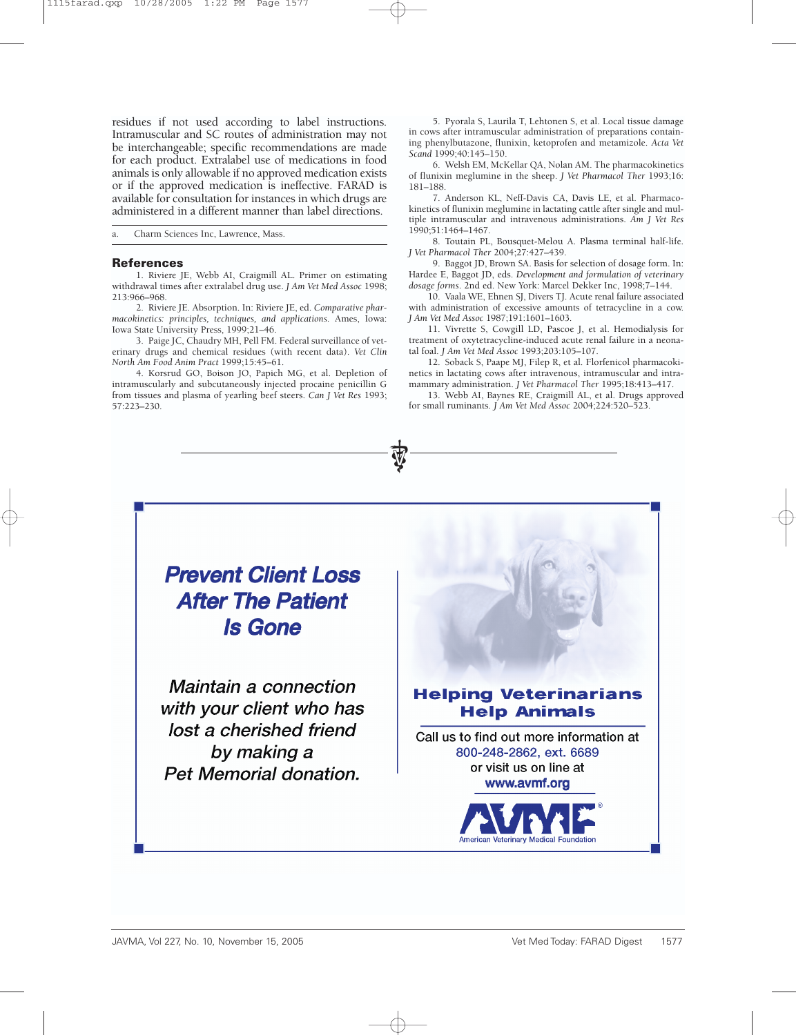residues if not used according to label instructions. Intramuscular and SC routes of administration may not be interchangeable; specific recommendations are made for each product. Extralabel use of medications in food animals is only allowable if no approved medication exists or if the approved medication is ineffective. FARAD is available for consultation for instances in which drugs are administered in a different manner than label directions.

a. Charm Sciences Inc, Lawrence, Mass.

## References

1. Riviere JE, Webb AI, Craigmill AL. Primer on estimating withdrawal times after extralabel drug use. *J Am Vet Med Assoc* 1998; 213:966–968.
2. Riviere JE. Absorption. In: Riviere JE, ed. *Comparative pharmacokinetics: principles, techniques, and applications*. Ames, Iowa: Iowa State University Press, 1999;21–46.
3. Paige JC, Chaudry MH, Pell FM. Federal surveillance of veterinary drugs and chemical residues (with recent data). *Vet Clin North Am Food Anim Pract* 1999;15:45–61.
4. Korsrud GO, Boison JO, Papich MG, et al. Depletion of intramuscularly and subcutaneously injected procaine penicillin G from tissues and plasma of yearling beef steers. *Can J Vet Res* 1993; 57:223–230.
5. Pyorala S, Laurila T, Lehtonen S, et al. Local tissue damage in cows after intramuscular administration of preparations containing phenylbutazone, flunixin, ketoprofen and metamizole. *Acta Vet Scand* 1999;40:145–150.
6. Welsh EM, McKellar QA, Nolan AM. The pharmacokinetics of flunixin meglumine in the sheep. *J Vet Pharmacol Ther* 1993;16: 181–188.
7. Anderson KL, Neff-Davis CA, Davis LE, et al. Pharmacokinetics of flunixin meglumine in lactating cattle after single and multiple intramuscular and intravenous administrations. *Am J Vet Res* 1990;51:1464–1467.
8. Toutain PL, Bousquet-Melou A. Plasma terminal half-life. *J Vet Pharmacol Ther* 2004;27:427–439.
9. Baggot JD, Brown SA. Basis for selection of dosage form. In: Hardee E, Baggot JD, eds. *Development and formulation of veterinary dosage forms*. 2nd ed. New York: Marcel Dekker Inc, 1998;7–144.
10. Vaala WE, Ehnen SJ, Divers TJ. Acute renal failure associated with administration of excessive amounts of tetracycline in a cow. *J Am Vet Med Assoc* 1987;191:1601–1603.
11. Vivrette S, Cowgill LD, Pascoe J, et al. Hemodialysis for treatment of oxytetracycline-induced acute renal failure in a neonatal foal. *J Am Vet Med Assoc* 1993;203:105–107.
12. Soback S, Paape MJ, Filep R, et al. Florfenicol pharmacokinetics in lactating cows after intravenous, intramuscular and intramammary administration. *J Vet Pharmacol Ther* 1995;18:413–417.
13. Webb AI, Baynes RE, Craigmill AL, et al. Drugs approved for small ruminants. *J Am Vet Med Assoc* 2004;224:520–523.

**Prevent Client Loss After The Patient Is Gone**

*Maintain a connection with your client who has lost a cherished friend by making a Pet Memorial donation.*

**Helping Veterinarians Help Animals**

Call us to find out more information at 800-248-2862, ext. 6689 or visit us on line at www.avmf.org

AVMF American Veterinary Medical Foundation